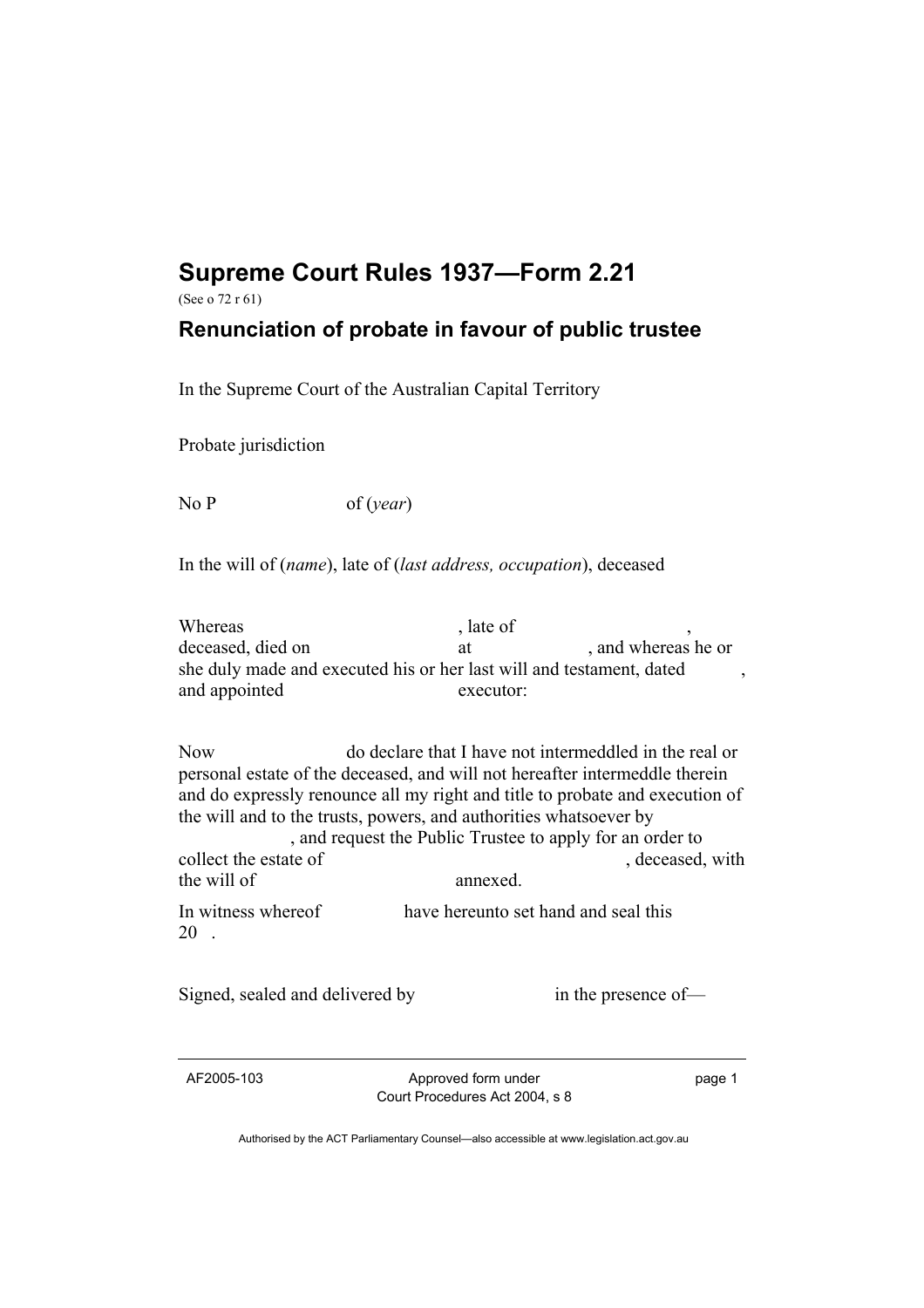# Supreme Court Rules 1937—Form 2.21

(See o 72 r 61)

## Renunciation of probate in favour of public trustee

In the Supreme Court of the Australian Capital Territory

Probate jurisdiction

No P                    of (*year*)

In the will of (*name*), late of (*last address, occupation*), deceased

Whereas                                        , late of                              ,
deceased, died on                              at                    , and whereas he or she duly made and executed his or her last will and testament, dated          , and appointed                              executor:

Now                          do declare that I have not intermeddled in the real or personal estate of the deceased, and will not hereafter intermeddle therein and do expressly renounce all my right and title to probate and execution of the will and to the trusts, powers, and authorities whatsoever by                    , and request the Public Trustee to apply for an order to collect the estate of                                                    , deceased, with the will of                                    annexed.

In witness whereof                have hereunto set hand and seal this
20   .

Signed, sealed and delivered by                              in the presence of—

AF2005-103 — Approved form under Court Procedures Act 2004, s 8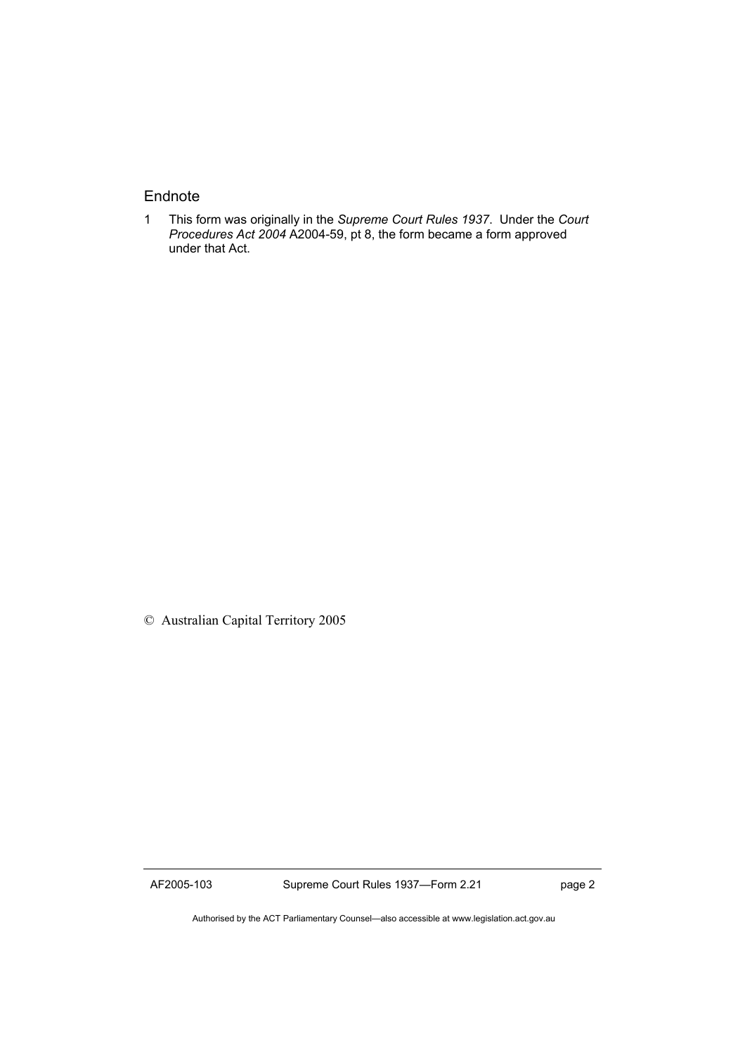## Endnote

1 This form was originally in the *Supreme Court Rules 1937*. Under the *Court Procedures Act 2004* A2004-59, pt 8, the form became a form approved under that Act.

© Australian Capital Territory 2005